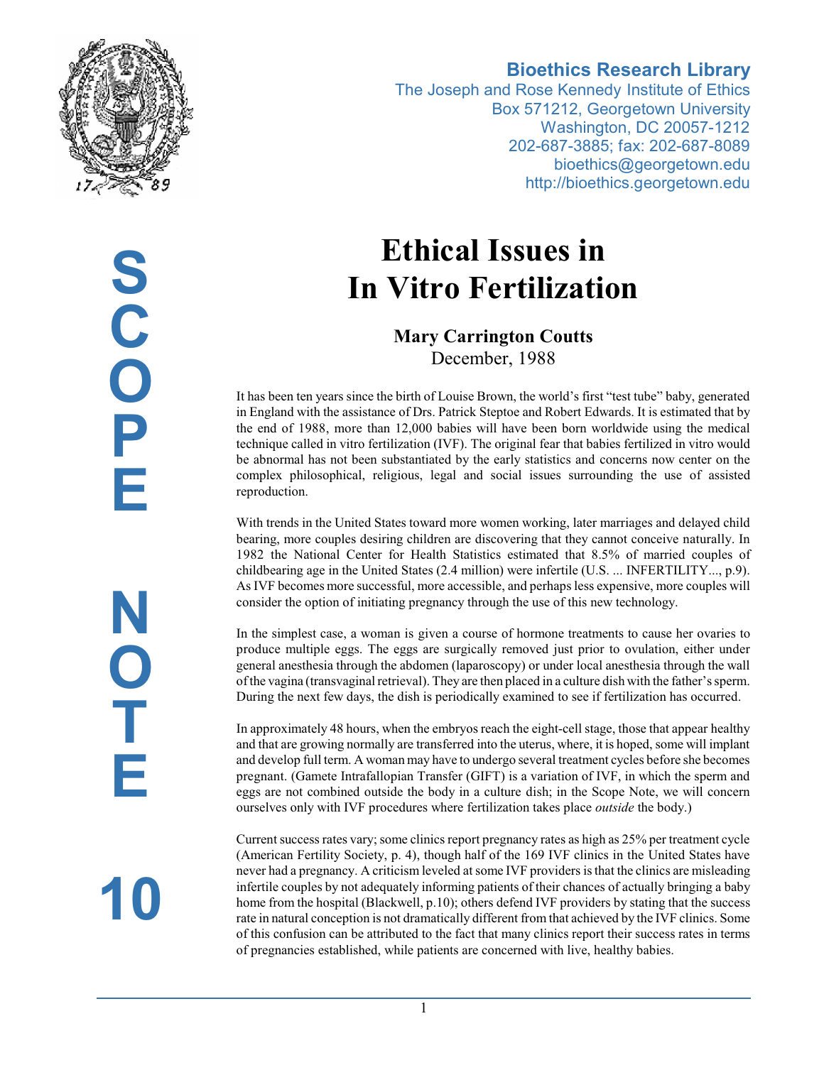**Bioethics Research Library**
The Joseph and Rose Kennedy Institute of Ethics
Box 571212, Georgetown University
Washington, DC 20057-1212
202-687-3885; fax: 202-687-8089
bioethics@georgetown.edu
http://bioethics.georgetown.edu

SCOPE NOTE 10

# Ethical Issues in In Vitro Fertilization

**Mary Carrington Coutts**
December, 1988

It has been ten years since the birth of Louise Brown, the world's first "test tube" baby, generated in England with the assistance of Drs. Patrick Steptoe and Robert Edwards. It is estimated that by the end of 1988, more than 12,000 babies will have been born worldwide using the medical technique called in vitro fertilization (IVF). The original fear that babies fertilized in vitro would be abnormal has not been substantiated by the early statistics and concerns now center on the complex philosophical, religious, legal and social issues surrounding the use of assisted reproduction.

With trends in the United States toward more women working, later marriages and delayed child bearing, more couples desiring children are discovering that they cannot conceive naturally. In 1982 the National Center for Health Statistics estimated that 8.5% of married couples of childbearing age in the United States (2.4 million) were infertile (U.S. ... INFERTILITY..., p.9). As IVF becomes more successful, more accessible, and perhaps less expensive, more couples will consider the option of initiating pregnancy through the use of this new technology.

In the simplest case, a woman is given a course of hormone treatments to cause her ovaries to produce multiple eggs. The eggs are surgically removed just prior to ovulation, either under general anesthesia through the abdomen (laparoscopy) or under local anesthesia through the wall of the vagina (transvaginal retrieval). They are then placed in a culture dish with the father's sperm. During the next few days, the dish is periodically examined to see if fertilization has occurred.

In approximately 48 hours, when the embryos reach the eight-cell stage, those that appear healthy and that are growing normally are transferred into the uterus, where, it is hoped, some will implant and develop full term. A woman may have to undergo several treatment cycles before she becomes pregnant. (Gamete Intrafallopian Transfer (GIFT) is a variation of IVF, in which the sperm and eggs are not combined outside the body in a culture dish; in the Scope Note, we will concern ourselves only with IVF procedures where fertilization takes place *outside* the body.)

Current success rates vary; some clinics report pregnancy rates as high as 25% per treatment cycle (American Fertility Society, p. 4), though half of the 169 IVF clinics in the United States have never had a pregnancy. A criticism leveled at some IVF providers is that the clinics are misleading infertile couples by not adequately informing patients of their chances of actually bringing a baby home from the hospital (Blackwell, p.10); others defend IVF providers by stating that the success rate in natural conception is not dramatically different from that achieved by the IVF clinics. Some of this confusion can be attributed to the fact that many clinics report their success rates in terms of pregnancies established, while patients are concerned with live, healthy babies.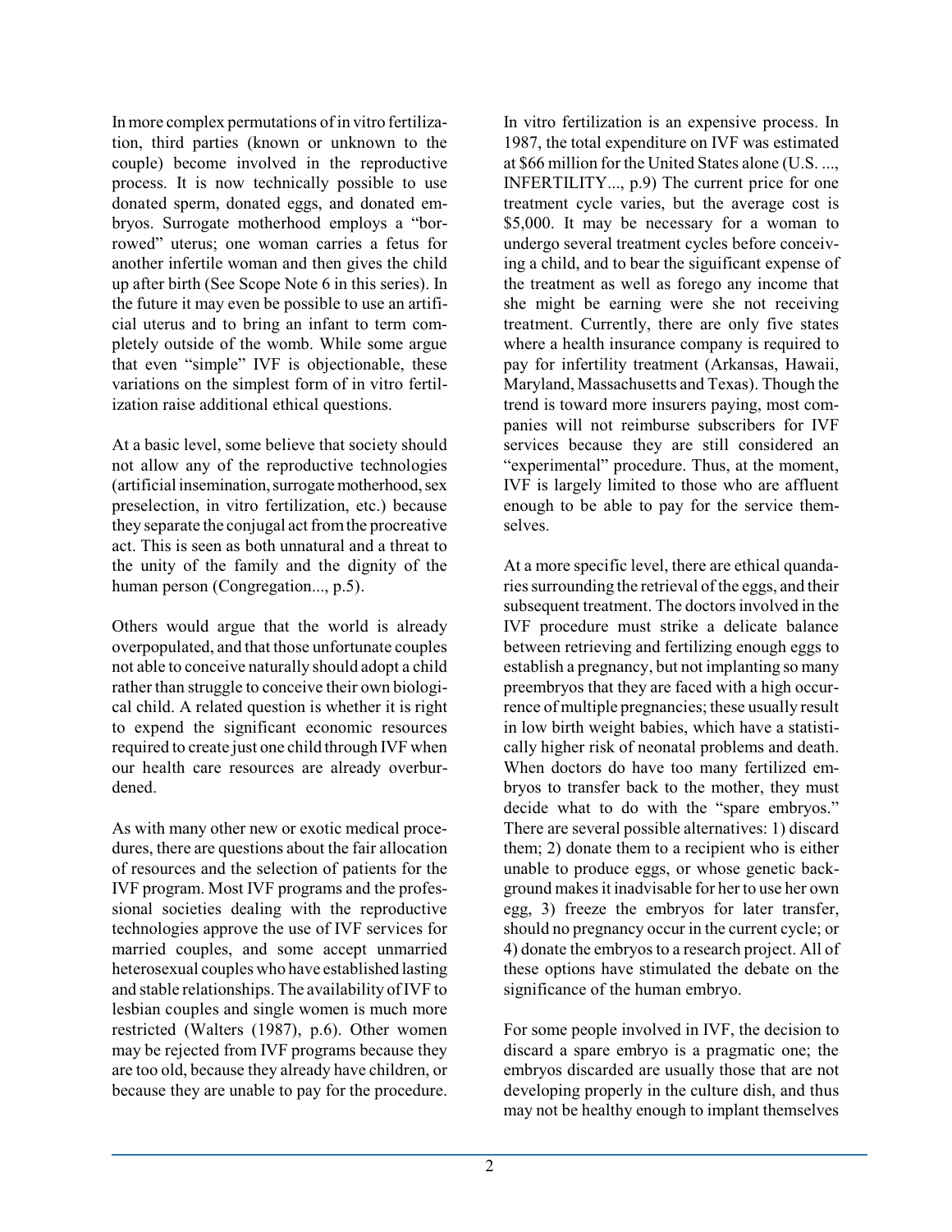In more complex permutations of in vitro fertilization, third parties (known or unknown to the couple) become involved in the reproductive process. It is now technically possible to use donated sperm, donated eggs, and donated embryos. Surrogate motherhood employs a "borrowed" uterus; one woman carries a fetus for another infertile woman and then gives the child up after birth (See Scope Note 6 in this series). In the future it may even be possible to use an artificial uterus and to bring an infant to term completely outside of the womb. While some argue that even "simple" IVF is objectionable, these variations on the simplest form of in vitro fertilization raise additional ethical questions.

At a basic level, some believe that society should not allow any of the reproductive technologies (artificial insemination, surrogate motherhood, sex preselection, in vitro fertilization, etc.) because they separate the conjugal act from the procreative act. This is seen as both unnatural and a threat to the unity of the family and the dignity of the human person (Congregation..., p.5).

Others would argue that the world is already overpopulated, and that those unfortunate couples not able to conceive naturally should adopt a child rather than struggle to conceive their own biological child. A related question is whether it is right to expend the significant economic resources required to create just one child through IVF when our health care resources are already overburdened.

As with many other new or exotic medical procedures, there are questions about the fair allocation of resources and the selection of patients for the IVF program. Most IVF programs and the professional societies dealing with the reproductive technologies approve the use of IVF services for married couples, and some accept unmarried heterosexual couples who have established lasting and stable relationships. The availability of IVF to lesbian couples and single women is much more restricted (Walters (1987), p.6). Other women may be rejected from IVF programs because they are too old, because they already have children, or because they are unable to pay for the procedure.

In vitro fertilization is an expensive process. In 1987, the total expenditure on IVF was estimated at $66 million for the United States alone (U.S. ..., INFERTILITY..., p.9) The current price for one treatment cycle varies, but the average cost is $5,000. It may be necessary for a woman to undergo several treatment cycles before conceiving a child, and to bear the siguificant expense of the treatment as well as forego any income that she might be earning were she not receiving treatment. Currently, there are only five states where a health insurance company is required to pay for infertility treatment (Arkansas, Hawaii, Maryland, Massachusetts and Texas). Though the trend is toward more insurers paying, most companies will not reimburse subscribers for IVF services because they are still considered an "experimental" procedure. Thus, at the moment, IVF is largely limited to those who are affluent enough to be able to pay for the service themselves.

At a more specific level, there are ethical quandaries surrounding the retrieval of the eggs, and their subsequent treatment. The doctors involved in the IVF procedure must strike a delicate balance between retrieving and fertilizing enough eggs to establish a pregnancy, but not implanting so many preembryos that they are faced with a high occurrence of multiple pregnancies; these usually result in low birth weight babies, which have a statistically higher risk of neonatal problems and death. When doctors do have too many fertilized embryos to transfer back to the mother, they must decide what to do with the "spare embryos." There are several possible alternatives: 1) discard them; 2) donate them to a recipient who is either unable to produce eggs, or whose genetic background makes it inadvisable for her to use her own egg, 3) freeze the embryos for later transfer, should no pregnancy occur in the current cycle; or 4) donate the embryos to a research project. All of these options have stimulated the debate on the significance of the human embryo.

For some people involved in IVF, the decision to discard a spare embryo is a pragmatic one; the embryos discarded are usually those that are not developing properly in the culture dish, and thus may not be healthy enough to implant themselves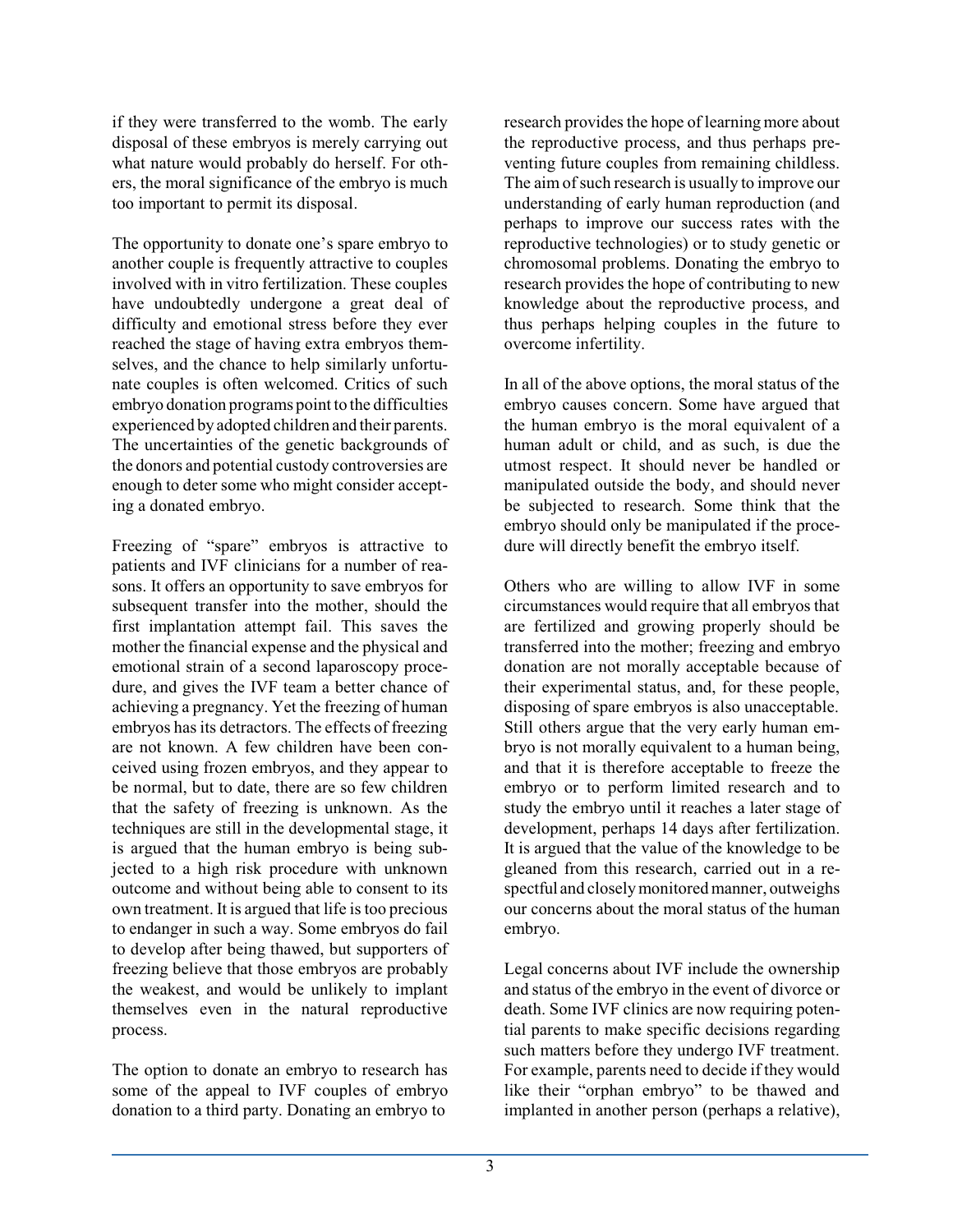if they were transferred to the womb. The early disposal of these embryos is merely carrying out what nature would probably do herself. For others, the moral significance of the embryo is much too important to permit its disposal.

The opportunity to donate one's spare embryo to another couple is frequently attractive to couples involved with in vitro fertilization. These couples have undoubtedly undergone a great deal of difficulty and emotional stress before they ever reached the stage of having extra embryos themselves, and the chance to help similarly unfortunate couples is often welcomed. Critics of such embryo donation programs point to the difficulties experienced by adopted children and their parents. The uncertainties of the genetic backgrounds of the donors and potential custody controversies are enough to deter some who might consider accepting a donated embryo.

Freezing of "spare" embryos is attractive to patients and IVF clinicians for a number of reasons. It offers an opportunity to save embryos for subsequent transfer into the mother, should the first implantation attempt fail. This saves the mother the financial expense and the physical and emotional strain of a second laparoscopy procedure, and gives the IVF team a better chance of achieving a pregnancy. Yet the freezing of human embryos has its detractors. The effects of freezing are not known. A few children have been conceived using frozen embryos, and they appear to be normal, but to date, there are so few children that the safety of freezing is unknown. As the techniques are still in the developmental stage, it is argued that the human embryo is being subjected to a high risk procedure with unknown outcome and without being able to consent to its own treatment. It is argued that life is too precious to endanger in such a way. Some embryos do fail to develop after being thawed, but supporters of freezing believe that those embryos are probably the weakest, and would be unlikely to implant themselves even in the natural reproductive process.

The option to donate an embryo to research has some of the appeal to IVF couples of embryo donation to a third party. Donating an embryo to research provides the hope of learning more about the reproductive process, and thus perhaps preventing future couples from remaining childless. The aim of such research is usually to improve our understanding of early human reproduction (and perhaps to improve our success rates with the reproductive technologies) or to study genetic or chromosomal problems. Donating the embryo to research provides the hope of contributing to new knowledge about the reproductive process, and thus perhaps helping couples in the future to overcome infertility.

In all of the above options, the moral status of the embryo causes concern. Some have argued that the human embryo is the moral equivalent of a human adult or child, and as such, is due the utmost respect. It should never be handled or manipulated outside the body, and should never be subjected to research. Some think that the embryo should only be manipulated if the procedure will directly benefit the embryo itself.

Others who are willing to allow IVF in some circumstances would require that all embryos that are fertilized and growing properly should be transferred into the mother; freezing and embryo donation are not morally acceptable because of their experimental status, and, for these people, disposing of spare embryos is also unacceptable. Still others argue that the very early human embryo is not morally equivalent to a human being, and that it is therefore acceptable to freeze the embryo or to perform limited research and to study the embryo until it reaches a later stage of development, perhaps 14 days after fertilization. It is argued that the value of the knowledge to be gleaned from this research, carried out in a respectful and closely monitored manner, outweighs our concerns about the moral status of the human embryo.

Legal concerns about IVF include the ownership and status of the embryo in the event of divorce or death. Some IVF clinics are now requiring potential parents to make specific decisions regarding such matters before they undergo IVF treatment. For example, parents need to decide if they would like their "orphan embryo" to be thawed and implanted in another person (perhaps a relative),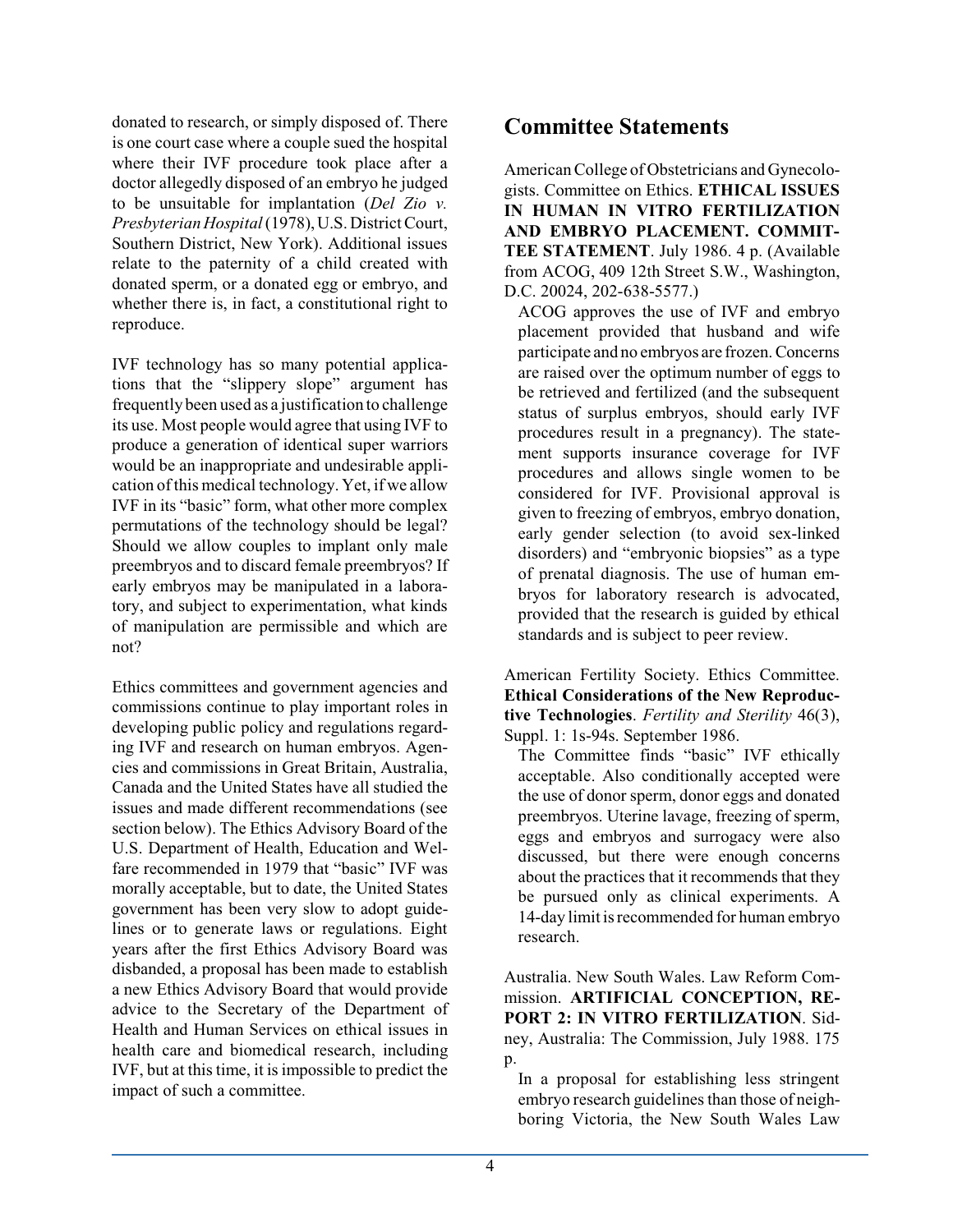donated to research, or simply disposed of. There is one court case where a couple sued the hospital where their IVF procedure took place after a doctor allegedly disposed of an embryo he judged to be unsuitable for implantation (*Del Zio v. Presbyterian Hospital* (1978), U.S. District Court, Southern District, New York). Additional issues relate to the paternity of a child created with donated sperm, or a donated egg or embryo, and whether there is, in fact, a constitutional right to reproduce.

IVF technology has so many potential applications that the "slippery slope" argument has frequently been used as a justification to challenge its use. Most people would agree that using IVF to produce a generation of identical super warriors would be an inappropriate and undesirable application of this medical technology. Yet, if we allow IVF in its "basic" form, what other more complex permutations of the technology should be legal? Should we allow couples to implant only male preembryos and to discard female preembryos? If early embryos may be manipulated in a laboratory, and subject to experimentation, what kinds of manipulation are permissible and which are not?

Ethics committees and government agencies and commissions continue to play important roles in developing public policy and regulations regarding IVF and research on human embryos. Agencies and commissions in Great Britain, Australia, Canada and the United States have all studied the issues and made different recommendations (see section below). The Ethics Advisory Board of the U.S. Department of Health, Education and Welfare recommended in 1979 that "basic" IVF was morally acceptable, but to date, the United States government has been very slow to adopt guidelines or to generate laws or regulations. Eight years after the first Ethics Advisory Board was disbanded, a proposal has been made to establish a new Ethics Advisory Board that would provide advice to the Secretary of the Department of Health and Human Services on ethical issues in health care and biomedical research, including IVF, but at this time, it is impossible to predict the impact of such a committee.

## Committee Statements

American College of Obstetricians and Gynecologists. Committee on Ethics. **ETHICAL ISSUES IN HUMAN IN VITRO FERTILIZATION AND EMBRYO PLACEMENT. COMMITTEE STATEMENT**. July 1986. 4 p. (Available from ACOG, 409 12th Street S.W., Washington, D.C. 20024, 202-638-5577.)

ACOG approves the use of IVF and embryo placement provided that husband and wife participate and no embryos are frozen. Concerns are raised over the optimum number of eggs to be retrieved and fertilized (and the subsequent status of surplus embryos, should early IVF procedures result in a pregnancy). The statement supports insurance coverage for IVF procedures and allows single women to be considered for IVF. Provisional approval is given to freezing of embryos, embryo donation, early gender selection (to avoid sex-linked disorders) and "embryonic biopsies" as a type of prenatal diagnosis. The use of human embryos for laboratory research is advocated, provided that the research is guided by ethical standards and is subject to peer review.

American Fertility Society. Ethics Committee. **Ethical Considerations of the New Reproductive Technologies**. *Fertility and Sterility* 46(3), Suppl. 1: 1s-94s. September 1986.

The Committee finds "basic" IVF ethically acceptable. Also conditionally accepted were the use of donor sperm, donor eggs and donated preembryos. Uterine lavage, freezing of sperm, eggs and embryos and surrogacy were also discussed, but there were enough concerns about the practices that it recommends that they be pursued only as clinical experiments. A 14-day limit is recommended for human embryo research.

Australia. New South Wales. Law Reform Commission. **ARTIFICIAL CONCEPTION, REPORT 2: IN VITRO FERTILIZATION**. Sidney, Australia: The Commission, July 1988. 175 p.

In a proposal for establishing less stringent embryo research guidelines than those of neighboring Victoria, the New South Wales Law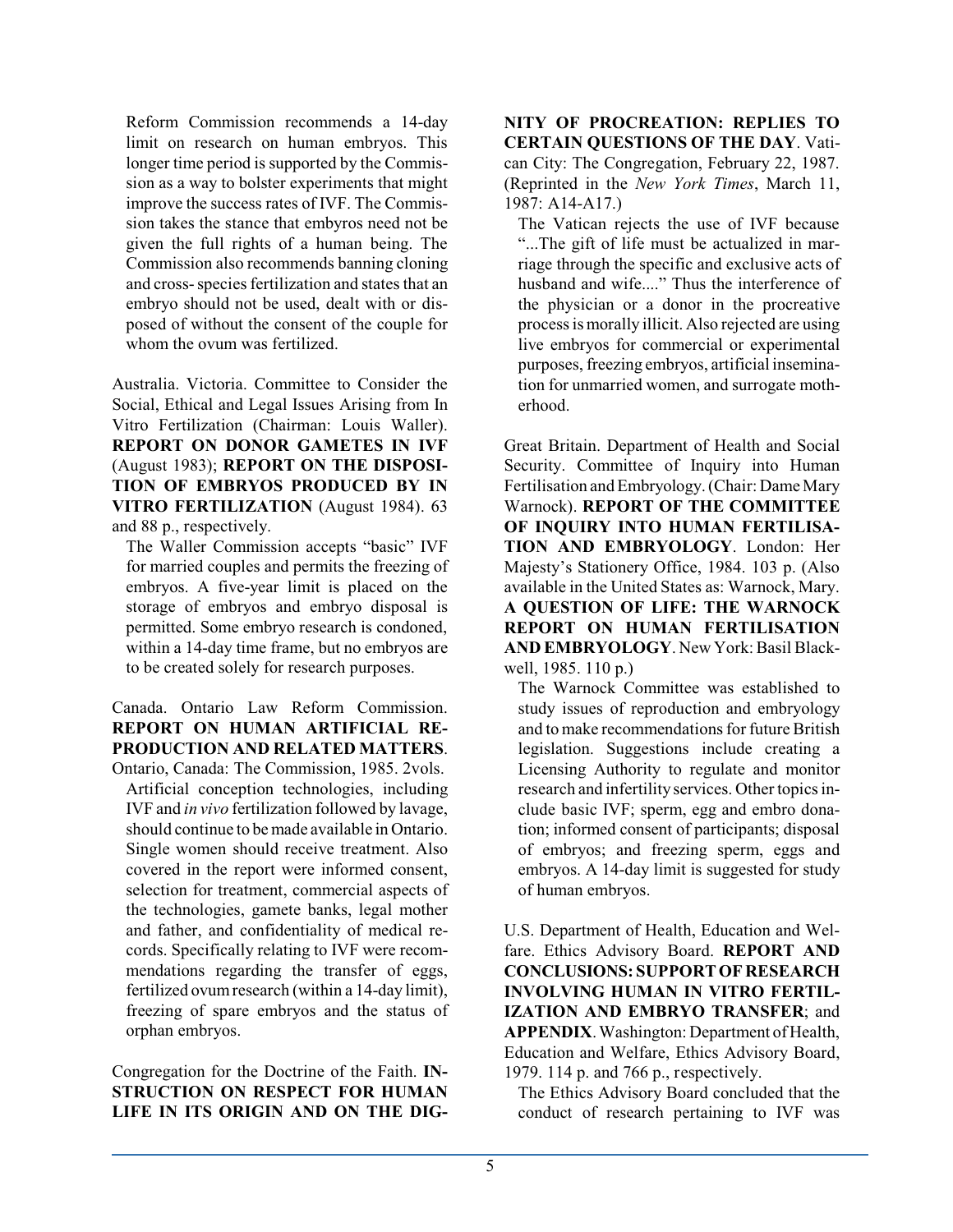Reform Commission recommends a 14-day limit on research on human embryos. This longer time period is supported by the Commission as a way to bolster experiments that might improve the success rates of IVF. The Commission takes the stance that embyros need not be given the full rights of a human being. The Commission also recommends banning cloning and cross- species fertilization and states that an embryo should not be used, dealt with or disposed of without the consent of the couple for whom the ovum was fertilized.

Australia. Victoria. Committee to Consider the Social, Ethical and Legal Issues Arising from In Vitro Fertilization (Chairman: Louis Waller). **REPORT ON DONOR GAMETES IN IVF** (August 1983); **REPORT ON THE DISPOSITION OF EMBRYOS PRODUCED BY IN VITRO FERTILIZATION** (August 1984). 63 and 88 p., respectively.

The Waller Commission accepts "basic" IVF for married couples and permits the freezing of embryos. A five-year limit is placed on the storage of embryos and embryo disposal is permitted. Some embryo research is condoned, within a 14-day time frame, but no embryos are to be created solely for research purposes.

Canada. Ontario Law Reform Commission. **REPORT ON HUMAN ARTIFICIAL REPRODUCTION AND RELATED MATTERS**. Ontario, Canada: The Commission, 1985. 2vols.

Artificial conception technologies, including IVF and *in vivo* fertilization followed by lavage, should continue to be made available in Ontario. Single women should receive treatment. Also covered in the report were informed consent, selection for treatment, commercial aspects of the technologies, gamete banks, legal mother and father, and confidentiality of medical records. Specifically relating to IVF were recommendations regarding the transfer of eggs, fertilized ovum research (within a 14-day limit), freezing of spare embryos and the status of orphan embryos.

Congregation for the Doctrine of the Faith. **INSTRUCTION ON RESPECT FOR HUMAN LIFE IN ITS ORIGIN AND ON THE DIGNITY OF PROCREATION: REPLIES TO CERTAIN QUESTIONS OF THE DAY**. Vatican City: The Congregation, February 22, 1987. (Reprinted in the *New York Times*, March 11, 1987: A14-A17.)

The Vatican rejects the use of IVF because "...The gift of life must be actualized in marriage through the specific and exclusive acts of husband and wife...." Thus the interference of the physician or a donor in the procreative process is morally illicit. Also rejected are using live embryos for commercial or experimental purposes, freezing embryos, artificial insemination for unmarried women, and surrogate motherhood.

Great Britain. Department of Health and Social Security. Committee of Inquiry into Human Fertilisation and Embryology. (Chair: Dame Mary Warnock). **REPORT OF THE COMMITTEE OF INQUIRY INTO HUMAN FERTILISATION AND EMBRYOLOGY**. London: Her Majesty's Stationery Office, 1984. 103 p. (Also available in the United States as: Warnock, Mary. **A QUESTION OF LIFE: THE WARNOCK REPORT ON HUMAN FERTILISATION AND EMBRYOLOGY**. New York: Basil Blackwell, 1985. 110 p.)

The Warnock Committee was established to study issues of reproduction and embryology and to make recommendations for future British legislation. Suggestions include creating a Licensing Authority to regulate and monitor research and infertility services. Other topics include basic IVF; sperm, egg and embro donation; informed consent of participants; disposal of embryos; and freezing sperm, eggs and embryos. A 14-day limit is suggested for study of human embryos.

U.S. Department of Health, Education and Welfare. Ethics Advisory Board. **REPORT AND CONCLUSIONS: SUPPORT OF RESEARCH INVOLVING HUMAN IN VITRO FERTILIZATION AND EMBRYO TRANSFER**; and **APPENDIX**. Washington: Department of Health, Education and Welfare, Ethics Advisory Board, 1979. 114 p. and 766 p., respectively.

The Ethics Advisory Board concluded that the conduct of research pertaining to IVF was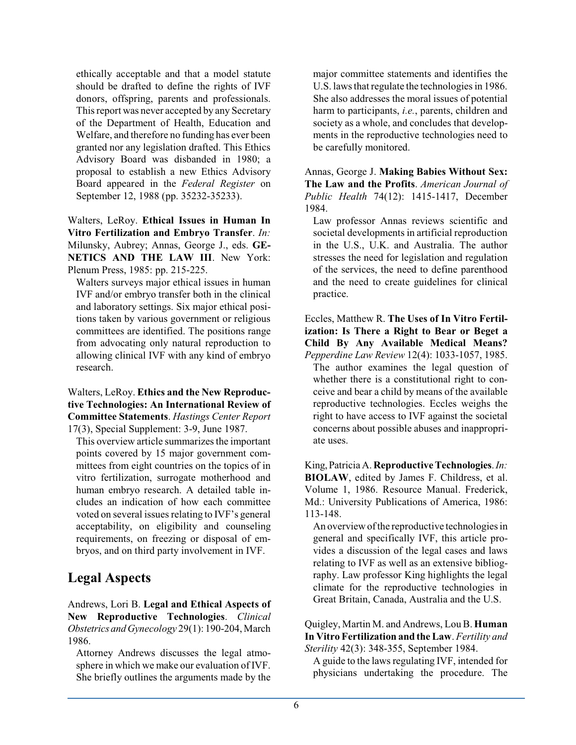ethically acceptable and that a model statute should be drafted to define the rights of IVF donors, offspring, parents and professionals. This report was never accepted by any Secretary of the Department of Health, Education and Welfare, and therefore no funding has ever been granted nor any legislation drafted. This Ethics Advisory Board was disbanded in 1980; a proposal to establish a new Ethics Advisory Board appeared in the *Federal Register* on September 12, 1988 (pp. 35232-35233).

Walters, LeRoy. **Ethical Issues in Human In Vitro Fertilization and Embryo Transfer**. *In:* Milunsky, Aubrey; Annas, George J., eds. **GENETICS AND THE LAW III**. New York: Plenum Press, 1985: pp. 215-225.

Walters surveys major ethical issues in human IVF and/or embryo transfer both in the clinical and laboratory settings. Six major ethical positions taken by various government or religious committees are identified. The positions range from advocating only natural reproduction to allowing clinical IVF with any kind of embryo research.

Walters, LeRoy. **Ethics and the New Reproductive Technologies: An International Review of Committee Statements**. *Hastings Center Report* 17(3), Special Supplement: 3-9, June 1987.

This overview article summarizes the important points covered by 15 major government committees from eight countries on the topics of in vitro fertilization, surrogate motherhood and human embryo research. A detailed table includes an indication of how each committee voted on several issues relating to IVF's general acceptability, on eligibility and counseling requirements, on freezing or disposal of embryos, and on third party involvement in IVF.

## Legal Aspects

Andrews, Lori B. **Legal and Ethical Aspects of New Reproductive Technologies**. *Clinical Obstetrics and Gynecology* 29(1): 190-204, March 1986.

Attorney Andrews discusses the legal atmosphere in which we make our evaluation of IVF. She briefly outlines the arguments made by the major committee statements and identifies the U.S. laws that regulate the technologies in 1986. She also addresses the moral issues of potential harm to participants, *i.e.*, parents, children and society as a whole, and concludes that developments in the reproductive technologies need to be carefully monitored.

Annas, George J. **Making Babies Without Sex: The Law and the Profits**. *American Journal of Public Health* 74(12): 1415-1417, December 1984.

Law professor Annas reviews scientific and societal developments in artificial reproduction in the U.S., U.K. and Australia. The author stresses the need for legislation and regulation of the services, the need to define parenthood and the need to create guidelines for clinical practice.

Eccles, Matthew R. **The Uses of In Vitro Fertilization: Is There a Right to Bear or Beget a Child By Any Available Medical Means?** *Pepperdine Law Review* 12(4): 1033-1057, 1985.

The author examines the legal question of whether there is a constitutional right to conceive and bear a child by means of the available reproductive technologies. Eccles weighs the right to have access to IVF against the societal concerns about possible abuses and inappropriate uses.

King, Patricia A. **Reproductive Technologies**. *In:* **BIOLAW**, edited by James F. Childress, et al. Volume 1, 1986. Resource Manual. Frederick, Md.: University Publications of America, 1986: 113-148.

An overview of the reproductive technologies in general and specifically IVF, this article provides a discussion of the legal cases and laws relating to IVF as well as an extensive bibliography. Law professor King highlights the legal climate for the reproductive technologies in Great Britain, Canada, Australia and the U.S.

Quigley, Martin M. and Andrews, Lou B. **Human In Vitro Fertilization and the Law**. *Fertility and Sterility* 42(3): 348-355, September 1984.

A guide to the laws regulating IVF, intended for physicians undertaking the procedure. The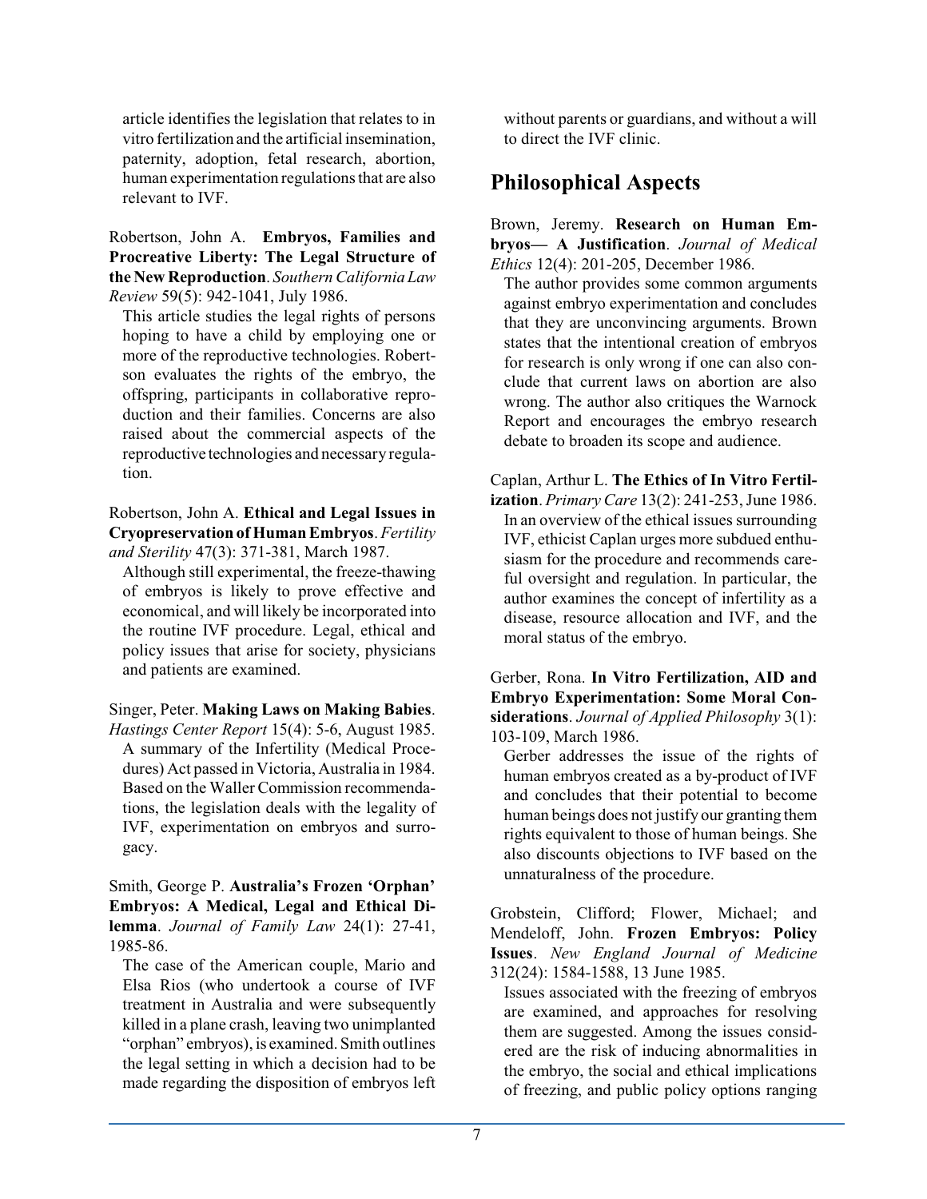article identifies the legislation that relates to in vitro fertilization and the artificial insemination, paternity, adoption, fetal research, abortion, human experimentation regulations that are also relevant to IVF.

Robertson, John A. **Embryos, Families and Procreative Liberty: The Legal Structure of the New Reproduction**. *Southern California Law Review* 59(5): 942-1041, July 1986.

This article studies the legal rights of persons hoping to have a child by employing one or more of the reproductive technologies. Robertson evaluates the rights of the embryo, the offspring, participants in collaborative reproduction and their families. Concerns are also raised about the commercial aspects of the reproductive technologies and necessary regulation.

Robertson, John A. **Ethical and Legal Issues in Cryopreservation of Human Embryos**. *Fertility and Sterility* 47(3): 371-381, March 1987.

Although still experimental, the freeze-thawing of embryos is likely to prove effective and economical, and will likely be incorporated into the routine IVF procedure. Legal, ethical and policy issues that arise for society, physicians and patients are examined.

Singer, Peter. **Making Laws on Making Babies**. *Hastings Center Report* 15(4): 5-6, August 1985.

A summary of the Infertility (Medical Procedures) Act passed in Victoria, Australia in 1984. Based on the Waller Commission recommendations, the legislation deals with the legality of IVF, experimentation on embryos and surrogacy.

Smith, George P. **Australia's Frozen 'Orphan' Embryos: A Medical, Legal and Ethical Dilemma**. *Journal of Family Law* 24(1): 27-41, 1985-86.

The case of the American couple, Mario and Elsa Rios (who undertook a course of IVF treatment in Australia and were subsequently killed in a plane crash, leaving two unimplanted "orphan" embryos), is examined. Smith outlines the legal setting in which a decision had to be made regarding the disposition of embryos left without parents or guardians, and without a will to direct the IVF clinic.

## Philosophical Aspects

Brown, Jeremy. **Research on Human Embryos— A Justification**. *Journal of Medical Ethics* 12(4): 201-205, December 1986.

The author provides some common arguments against embryo experimentation and concludes that they are unconvincing arguments. Brown states that the intentional creation of embryos for research is only wrong if one can also conclude that current laws on abortion are also wrong. The author also critiques the Warnock Report and encourages the embryo research debate to broaden its scope and audience.

Caplan, Arthur L. **The Ethics of In Vitro Fertilization**. *Primary Care* 13(2): 241-253, June 1986.

In an overview of the ethical issues surrounding IVF, ethicist Caplan urges more subdued enthusiasm for the procedure and recommends careful oversight and regulation. In particular, the author examines the concept of infertility as a disease, resource allocation and IVF, and the moral status of the embryo.

Gerber, Rona. **In Vitro Fertilization, AID and Embryo Experimentation: Some Moral Considerations**. *Journal of Applied Philosophy* 3(1): 103-109, March 1986.

Gerber addresses the issue of the rights of human embryos created as a by-product of IVF and concludes that their potential to become human beings does not justify our granting them rights equivalent to those of human beings. She also discounts objections to IVF based on the unnaturalness of the procedure.

Grobstein, Clifford; Flower, Michael; and Mendeloff, John. **Frozen Embryos: Policy Issues**. *New England Journal of Medicine* 312(24): 1584-1588, 13 June 1985.

Issues associated with the freezing of embryos are examined, and approaches for resolving them are suggested. Among the issues considered are the risk of inducing abnormalities in the embryo, the social and ethical implications of freezing, and public policy options ranging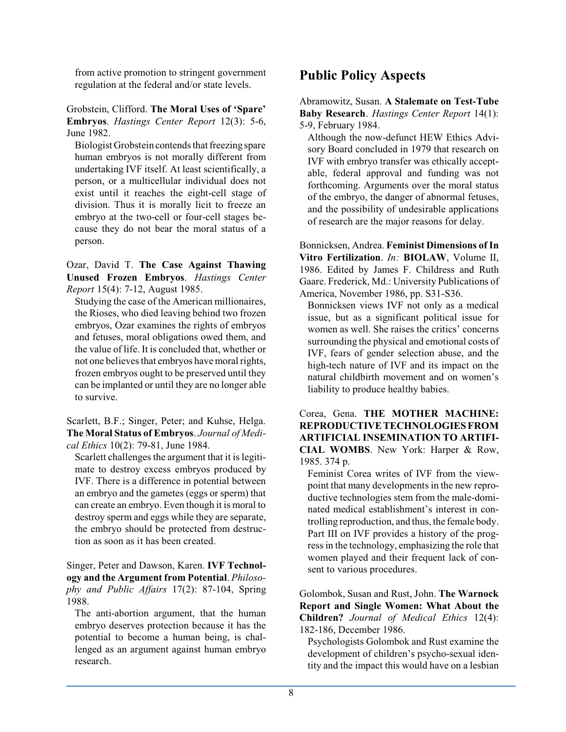from active promotion to stringent government regulation at the federal and/or state levels.

Grobstein, Clifford. **The Moral Uses of 'Spare' Embryos**. *Hastings Center Report* 12(3): 5-6, June 1982.

Biologist Grobstein contends that freezing spare human embryos is not morally different from undertaking IVF itself. At least scientifically, a person, or a multicellular individual does not exist until it reaches the eight-cell stage of division. Thus it is morally licit to freeze an embryo at the two-cell or four-cell stages because they do not bear the moral status of a person.

Ozar, David T. **The Case Against Thawing Unused Frozen Embryos**. *Hastings Center Report* 15(4): 7-12, August 1985.

Studying the case of the American millionaires, the Rioses, who died leaving behind two frozen embryos, Ozar examines the rights of embryos and fetuses, moral obligations owed them, and the value of life. It is concluded that, whether or not one believes that embryos have moral rights, frozen embryos ought to be preserved until they can be implanted or until they are no longer able to survive.

Scarlett, B.F.; Singer, Peter; and Kuhse, Helga. **The Moral Status of Embryos**. *Journal of Medical Ethics* 10(2): 79-81, June 1984.

Scarlett challenges the argument that it is legitimate to destroy excess embryos produced by IVF. There is a difference in potential between an embryo and the gametes (eggs or sperm) that can create an embryo. Even though it is moral to destroy sperm and eggs while they are separate, the embryo should be protected from destruction as soon as it has been created.

Singer, Peter and Dawson, Karen. **IVF Technology and the Argument from Potential**. *Philosophy and Public Affairs* 17(2): 87-104, Spring 1988.

The anti-abortion argument, that the human embryo deserves protection because it has the potential to become a human being, is challenged as an argument against human embryo research.

## Public Policy Aspects

Abramowitz, Susan. **A Stalemate on Test-Tube Baby Research**. *Hastings Center Report* 14(1): 5-9, February 1984.

Although the now-defunct HEW Ethics Advisory Board concluded in 1979 that research on IVF with embryo transfer was ethically acceptable, federal approval and funding was not forthcoming. Arguments over the moral status of the embryo, the danger of abnormal fetuses, and the possibility of undesirable applications of research are the major reasons for delay.

Bonnicksen, Andrea. **Feminist Dimensions of In Vitro Fertilization**. *In:* **BIOLAW**, Volume II, 1986. Edited by James F. Childress and Ruth Gaare. Frederick, Md.: University Publications of America, November 1986, pp. S31-S36.

Bonnicksen views IVF not only as a medical issue, but as a significant political issue for women as well. She raises the critics' concerns surrounding the physical and emotional costs of IVF, fears of gender selection abuse, and the high-tech nature of IVF and its impact on the natural childbirth movement and on women's liability to produce healthy babies.

Corea, Gena. **THE MOTHER MACHINE: REPRODUCTIVE TECHNOLOGIES FROM ARTIFICIAL INSEMINATION TO ARTIFICIAL WOMBS**. New York: Harper & Row, 1985. 374 p.

Feminist Corea writes of IVF from the viewpoint that many developments in the new reproductive technologies stem from the male-dominated medical establishment's interest in controlling reproduction, and thus, the female body. Part III on IVF provides a history of the progress in the technology, emphasizing the role that women played and their frequent lack of consent to various procedures.

Golombok, Susan and Rust, John. **The Warnock Report and Single Women: What About the Children?** *Journal of Medical Ethics* 12(4): 182-186, December 1986.

Psychologists Golombok and Rust examine the development of children's psycho-sexual identity and the impact this would have on a lesbian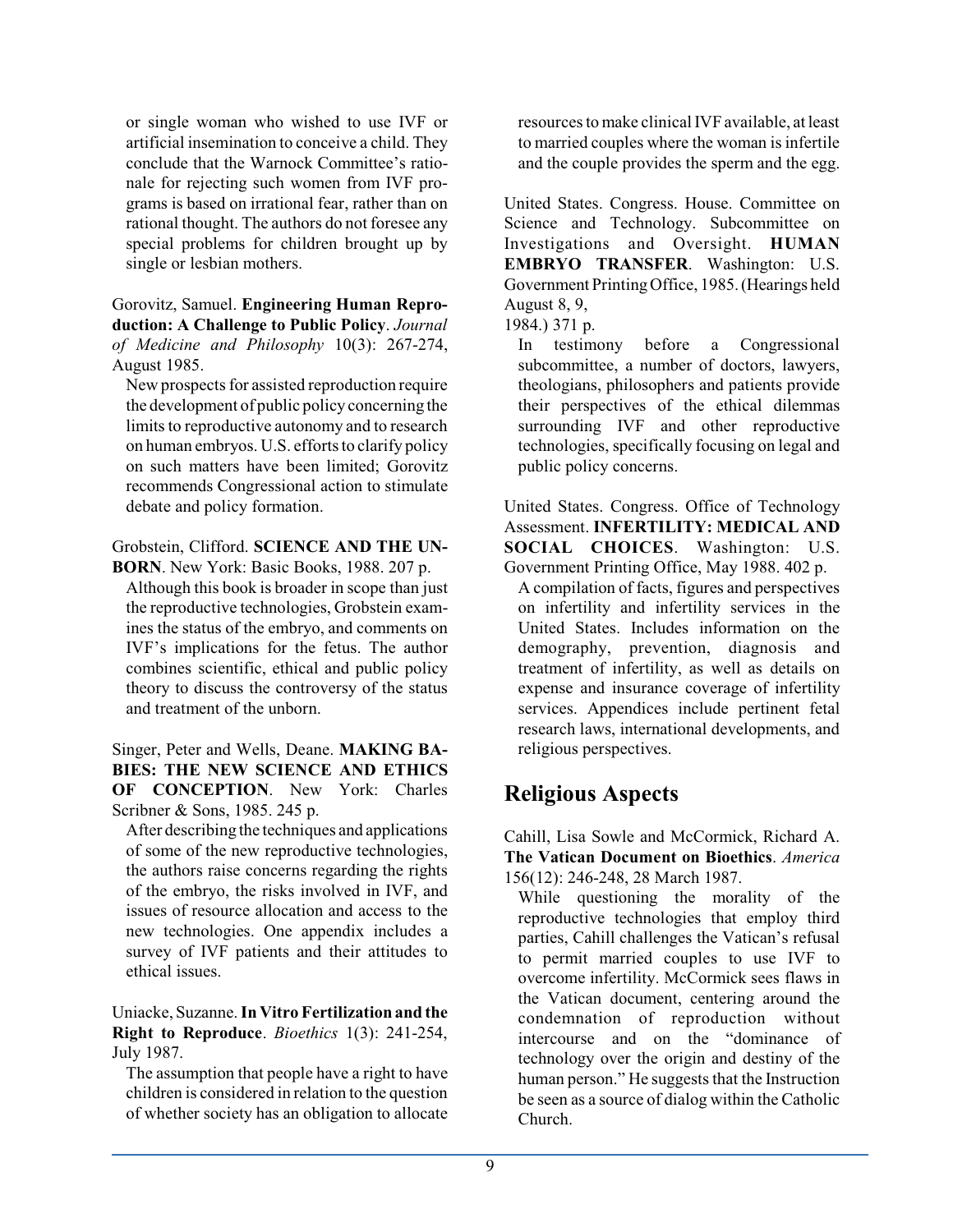or single woman who wished to use IVF or artificial insemination to conceive a child. They conclude that the Warnock Committee's rationale for rejecting such women from IVF programs is based on irrational fear, rather than on rational thought. The authors do not foresee any special problems for children brought up by single or lesbian mothers.

Gorovitz, Samuel. **Engineering Human Reproduction: A Challenge to Public Policy**. *Journal of Medicine and Philosophy* 10(3): 267-274, August 1985.

New prospects for assisted reproduction require the development of public policy concerning the limits to reproductive autonomy and to research on human embryos. U.S. efforts to clarify policy on such matters have been limited; Gorovitz recommends Congressional action to stimulate debate and policy formation.

Grobstein, Clifford. **SCIENCE AND THE UNBORN**. New York: Basic Books, 1988. 207 p.

Although this book is broader in scope than just the reproductive technologies, Grobstein examines the status of the embryo, and comments on IVF's implications for the fetus. The author combines scientific, ethical and public policy theory to discuss the controversy of the status and treatment of the unborn.

Singer, Peter and Wells, Deane. **MAKING BABIES: THE NEW SCIENCE AND ETHICS OF CONCEPTION**. New York: Charles Scribner & Sons, 1985. 245 p.

After describing the techniques and applications of some of the new reproductive technologies, the authors raise concerns regarding the rights of the embryo, the risks involved in IVF, and issues of resource allocation and access to the new technologies. One appendix includes a survey of IVF patients and their attitudes to ethical issues.

Uniacke, Suzanne. **In Vitro Fertilization and the Right to Reproduce**. *Bioethics* 1(3): 241-254, July 1987.

The assumption that people have a right to have children is considered in relation to the question of whether society has an obligation to allocate resources to make clinical IVF available, at least to married couples where the woman is infertile and the couple provides the sperm and the egg.

United States. Congress. House. Committee on Science and Technology. Subcommittee on Investigations and Oversight. **HUMAN EMBRYO TRANSFER**. Washington: U.S. Government Printing Office, 1985. (Hearings held August 8, 9, 1984.) 371 p.

In testimony before a Congressional subcommittee, a number of doctors, lawyers, theologians, philosophers and patients provide their perspectives of the ethical dilemmas surrounding IVF and other reproductive technologies, specifically focusing on legal and public policy concerns.

United States. Congress. Office of Technology Assessment. **INFERTILITY: MEDICAL AND SOCIAL CHOICES**. Washington: U.S. Government Printing Office, May 1988. 402 p.

A compilation of facts, figures and perspectives on infertility and infertility services in the United States. Includes information on the demography, prevention, diagnosis and treatment of infertility, as well as details on expense and insurance coverage of infertility services. Appendices include pertinent fetal research laws, international developments, and religious perspectives.

## Religious Aspects

Cahill, Lisa Sowle and McCormick, Richard A. **The Vatican Document on Bioethics**. *America* 156(12): 246-248, 28 March 1987.

While questioning the morality of the reproductive technologies that employ third parties, Cahill challenges the Vatican's refusal to permit married couples to use IVF to overcome infertility. McCormick sees flaws in the Vatican document, centering around the condemnation of reproduction without intercourse and on the "dominance of technology over the origin and destiny of the human person." He suggests that the Instruction be seen as a source of dialog within the Catholic Church.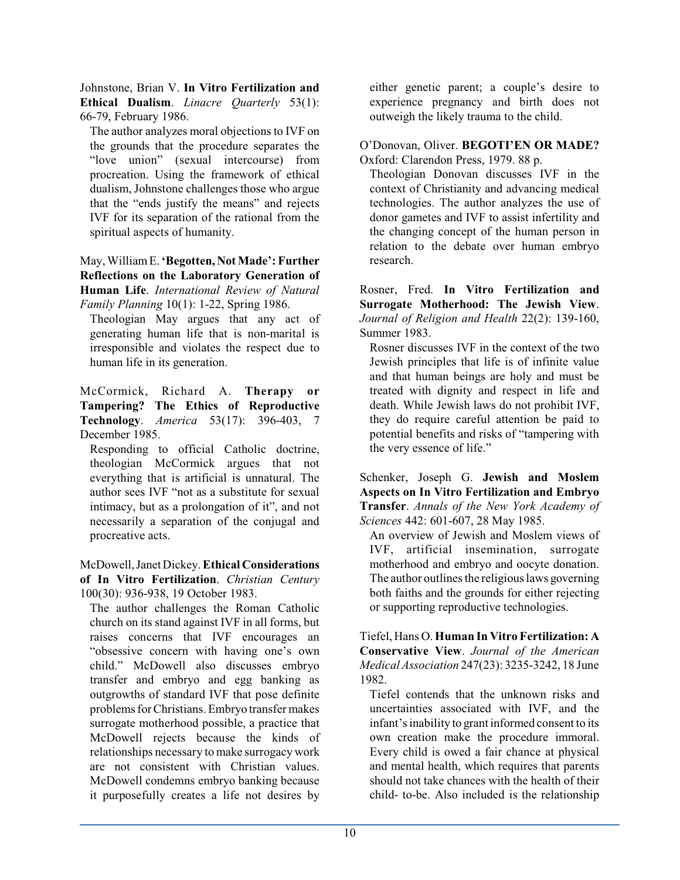Johnstone, Brian V. **In Vitro Fertilization and Ethical Dualism**. *Linacre Quarterly* 53(1): 66-79, February 1986.

The author analyzes moral objections to IVF on the grounds that the procedure separates the "love union" (sexual intercourse) from procreation. Using the framework of ethical dualism, Johnstone challenges those who argue that the "ends justify the means" and rejects IVF for its separation of the rational from the spiritual aspects of humanity.

May, William E. **'Begotten, Not Made': Further Reflections on the Laboratory Generation of Human Life**. *International Review of Natural Family Planning* 10(1): 1-22, Spring 1986.

Theologian May argues that any act of generating human life that is non-marital is irresponsible and violates the respect due to human life in its generation.

McCormick, Richard A. **Therapy or Tampering? The Ethics of Reproductive Technology**. *America* 53(17): 396-403, 7 December 1985.

Responding to official Catholic doctrine, theologian McCormick argues that not everything that is artificial is unnatural. The author sees IVF "not as a substitute for sexual intimacy, but as a prolongation of it", and not necessarily a separation of the conjugal and procreative acts.

McDowell, Janet Dickey. **Ethical Considerations of In Vitro Fertilization**. *Christian Century* 100(30): 936-938, 19 October 1983.

The author challenges the Roman Catholic church on its stand against IVF in all forms, but raises concerns that IVF encourages an "obsessive concern with having one's own child." McDowell also discusses embryo transfer and embryo and egg banking as outgrowths of standard IVF that pose definite problems for Christians. Embryo transfer makes surrogate motherhood possible, a practice that McDowell rejects because the kinds of relationships necessary to make surrogacy work are not consistent with Christian values. McDowell condemns embryo banking because it purposefully creates a life not desires by either genetic parent; a couple's desire to experience pregnancy and birth does not outweigh the likely trauma to the child.

O'Donovan, Oliver. **BEGOTI'EN OR MADE?** Oxford: Clarendon Press, 1979. 88 p.

Theologian Donovan discusses IVF in the context of Christianity and advancing medical technologies. The author analyzes the use of donor gametes and IVF to assist infertility and the changing concept of the human person in relation to the debate over human embryo research.

Rosner, Fred. **In Vitro Fertilization and Surrogate Motherhood: The Jewish View**. *Journal of Religion and Health* 22(2): 139-160, Summer 1983.

Rosner discusses IVF in the context of the two Jewish principles that life is of infinite value and that human beings are holy and must be treated with dignity and respect in life and death. While Jewish laws do not prohibit IVF, they do require careful attention be paid to potential benefits and risks of "tampering with the very essence of life."

Schenker, Joseph G. **Jewish and Moslem Aspects on In Vitro Fertilization and Embryo Transfer**. *Annals of the New York Academy of Sciences* 442: 601-607, 28 May 1985.

An overview of Jewish and Moslem views of IVF, artificial insemination, surrogate motherhood and embryo and oocyte donation. The author outlines the religious laws governing both faiths and the grounds for either rejecting or supporting reproductive technologies.

Tiefel, Hans O. **Human In Vitro Fertilization: A Conservative View**. *Journal of the American Medical Association* 247(23): 3235-3242, 18 June 1982.

Tiefel contends that the unknown risks and uncertainties associated with IVF, and the infant's inability to grant informed consent to its own creation make the procedure immoral. Every child is owed a fair chance at physical and mental health, which requires that parents should not take chances with the health of their child- to-be. Also included is the relationship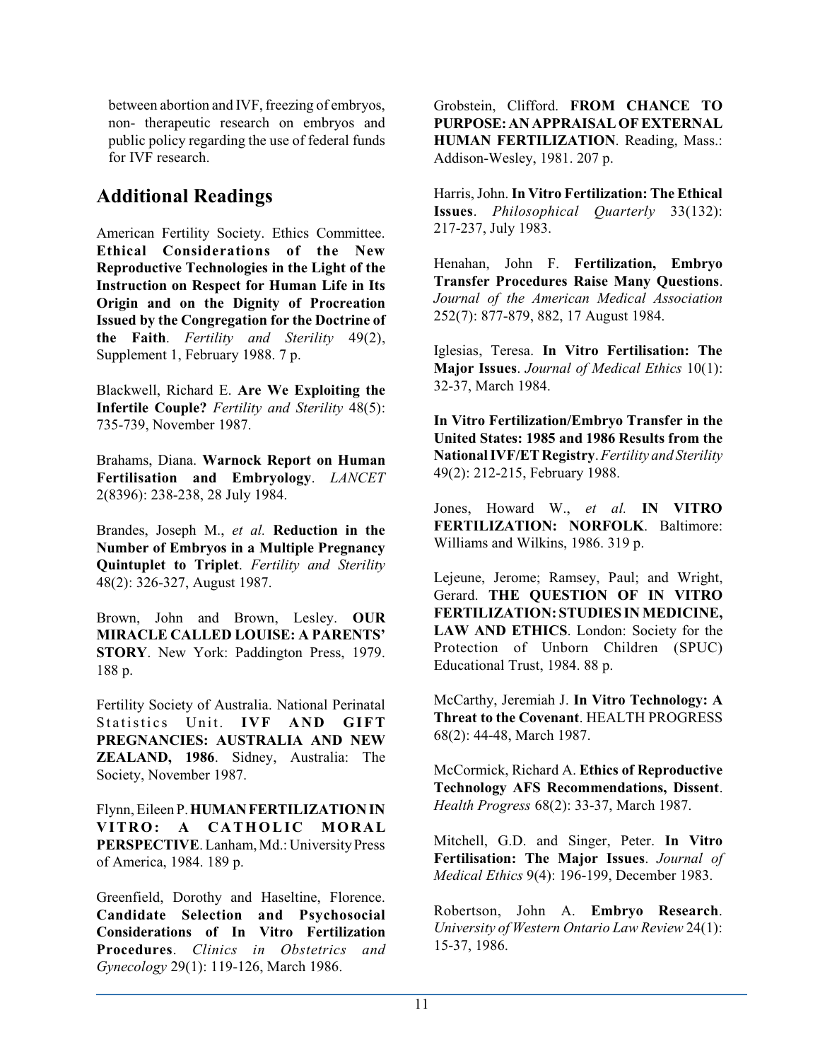between abortion and IVF, freezing of embryos, non- therapeutic research on embryos and public policy regarding the use of federal funds for IVF research.

## Additional Readings

American Fertility Society. Ethics Committee. **Ethical Considerations of the New Reproductive Technologies in the Light of the Instruction on Respect for Human Life in Its Origin and on the Dignity of Procreation Issued by the Congregation for the Doctrine of the Faith**. *Fertility and Sterility* 49(2), Supplement 1, February 1988. 7 p.

Blackwell, Richard E. **Are We Exploiting the Infertile Couple?** *Fertility and Sterility* 48(5): 735-739, November 1987.

Brahams, Diana. **Warnock Report on Human Fertilisation and Embryology**. *LANCET* 2(8396): 238-238, 28 July 1984.

Brandes, Joseph M., *et al.* **Reduction in the Number of Embryos in a Multiple Pregnancy Quintuplet to Triplet**. *Fertility and Sterility* 48(2): 326-327, August 1987.

Brown, John and Brown, Lesley. **OUR MIRACLE CALLED LOUISE: A PARENTS' STORY**. New York: Paddington Press, 1979. 188 p.

Fertility Society of Australia. National Perinatal Statistics Unit. **IVF AND GIFT PREGNANCIES: AUSTRALIA AND NEW ZEALAND, 1986**. Sidney, Australia: The Society, November 1987.

Flynn, Eileen P. **HUMAN FERTILIZATION IN VITRO: A CATHOLIC MORAL PERSPECTIVE**. Lanham, Md.: University Press of America, 1984. 189 p.

Greenfield, Dorothy and Haseltine, Florence. **Candidate Selection and Psychosocial Considerations of In Vitro Fertilization Procedures**. *Clinics in Obstetrics and Gynecology* 29(1): 119-126, March 1986.

Grobstein, Clifford. **FROM CHANCE TO PURPOSE: AN APPRAISAL OF EXTERNAL HUMAN FERTILIZATION**. Reading, Mass.: Addison-Wesley, 1981. 207 p.

Harris, John. **In Vitro Fertilization: The Ethical Issues**. *Philosophical Quarterly* 33(132): 217-237, July 1983.

Henahan, John F. **Fertilization, Embryo Transfer Procedures Raise Many Questions**. *Journal of the American Medical Association* 252(7): 877-879, 882, 17 August 1984.

Iglesias, Teresa. **In Vitro Fertilisation: The Major Issues**. *Journal of Medical Ethics* 10(1): 32-37, March 1984.

**In Vitro Fertilization/Embryo Transfer in the United States: 1985 and 1986 Results from the National IVF/ET Registry**. *Fertility and Sterility* 49(2): 212-215, February 1988.

Jones, Howard W., *et al.* **IN VITRO FERTILIZATION: NORFOLK**. Baltimore: Williams and Wilkins, 1986. 319 p.

Lejeune, Jerome; Ramsey, Paul; and Wright, Gerard. **THE QUESTION OF IN VITRO FERTILIZATION: STUDIES IN MEDICINE, LAW AND ETHICS**. London: Society for the Protection of Unborn Children (SPUC) Educational Trust, 1984. 88 p.

McCarthy, Jeremiah J. **In Vitro Technology: A Threat to the Covenant**. HEALTH PROGRESS 68(2): 44-48, March 1987.

McCormick, Richard A. **Ethics of Reproductive Technology AFS Recommendations, Dissent**. *Health Progress* 68(2): 33-37, March 1987.

Mitchell, G.D. and Singer, Peter. **In Vitro Fertilisation: The Major Issues**. *Journal of Medical Ethics* 9(4): 196-199, December 1983.

Robertson, John A. **Embryo Research**. *University of Western Ontario Law Review* 24(1): 15-37, 1986.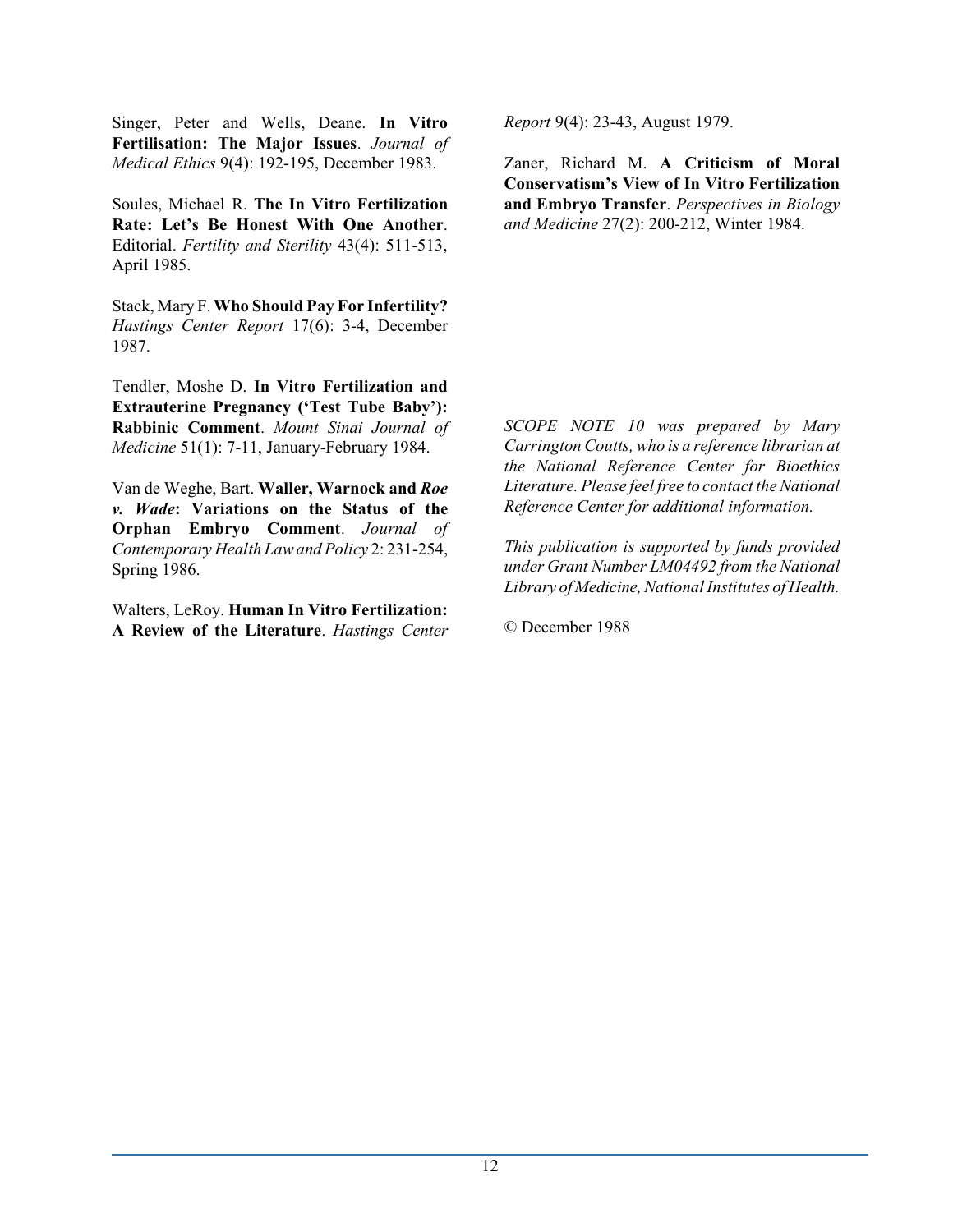Singer, Peter and Wells, Deane. **In Vitro Fertilisation: The Major Issues**. *Journal of Medical Ethics* 9(4): 192-195, December 1983.

Soules, Michael R. **The In Vitro Fertilization Rate: Let's Be Honest With One Another**. Editorial. *Fertility and Sterility* 43(4): 511-513, April 1985.

Stack, Mary F. **Who Should Pay For Infertility?** *Hastings Center Report* 17(6): 3-4, December 1987.

Tendler, Moshe D. **In Vitro Fertilization and Extrauterine Pregnancy ('Test Tube Baby'): Rabbinic Comment**. *Mount Sinai Journal of Medicine* 51(1): 7-11, January-February 1984.

Van de Weghe, Bart. **Waller, Warnock and *Roe v. Wade*: Variations on the Status of the Orphan Embryo Comment**. *Journal of Contemporary Health Law and Policy* 2: 231-254, Spring 1986.

Walters, LeRoy. **Human In Vitro Fertilization: A Review of the Literature**. *Hastings Center Report* 9(4): 23-43, August 1979.

Zaner, Richard M. **A Criticism of Moral Conservatism's View of In Vitro Fertilization and Embryo Transfer**. *Perspectives in Biology and Medicine* 27(2): 200-212, Winter 1984.

*SCOPE NOTE 10 was prepared by Mary Carrington Coutts, who is a reference librarian at the National Reference Center for Bioethics Literature. Please feel free to contact the National Reference Center for additional information.*

*This publication is supported by funds provided under Grant Number LM04492 from the National Library of Medicine, National Institutes of Health.*

© December 1988